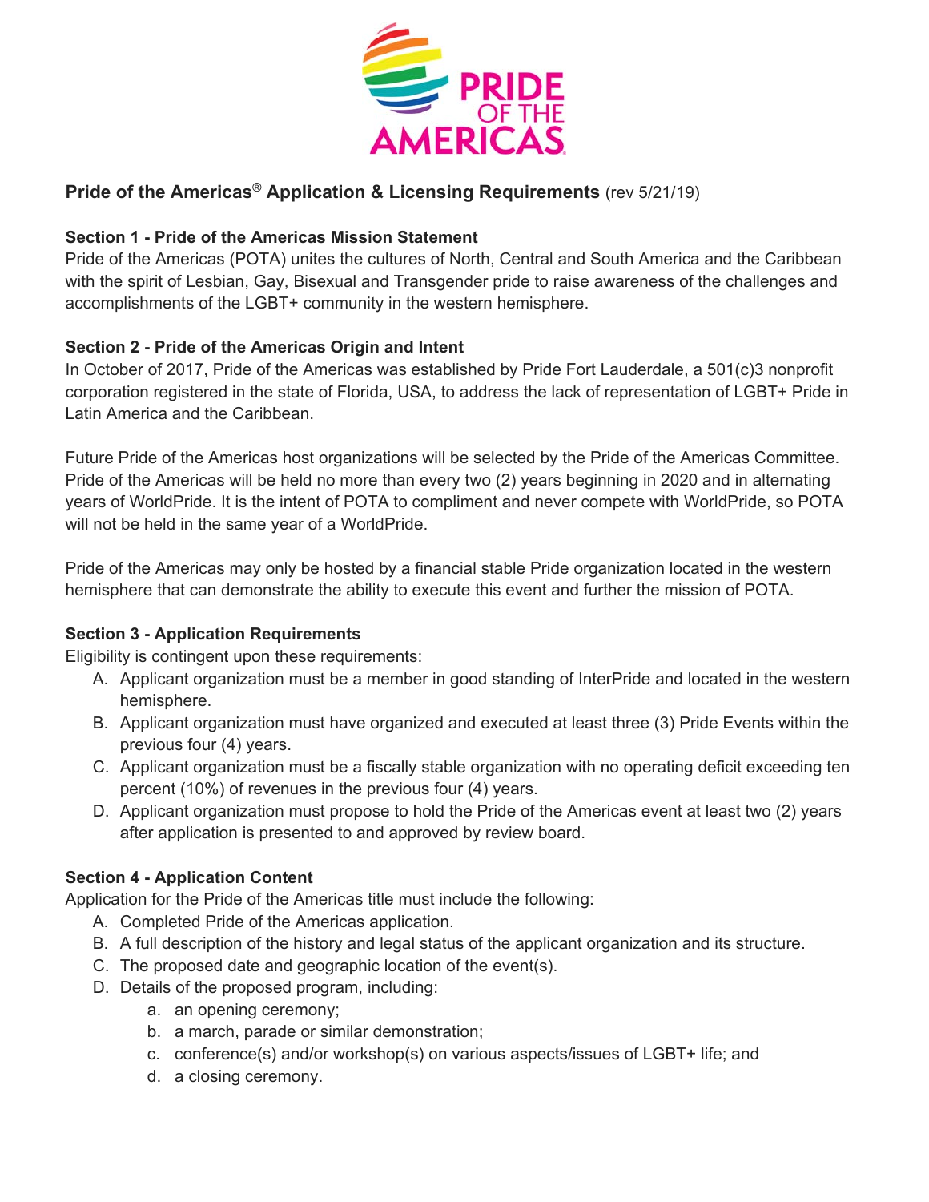# Pride of the Americas® Application & Licensing Requirements (rev 5/21/19)

## Section 1 - Pride of the Americas Mission Statement

Pride of the Americas (POTA) unites the cultures of North, Central and South America and the Caribbean with the spirit of Lesbian, Gay, Bisexual and Transgender pride to raise awareness of the challenges and accomplishments of the LGBT+ community in the western hemisphere.

## Section 2 - Pride of the Americas Origin and Intent

In October of 2017, Pride of the Americas was established by Pride Fort Lauderdale, a 501(c)3 nonprofit corporation registered in the state of Florida, USA, to address the lack of representation of LGBT+ Pride in Latin America and the Caribbean.

Future Pride of the Americas host organizations will be selected by the Pride of the Americas Committee. Pride of the Americas will be held no more than every two (2) years beginning in 2020 and in alternating years of WorldPride. It is the intent of POTA to compliment and never compete with WorldPride, so POTA will not be held in the same year of a WorldPride.

Pride of the Americas may only be hosted by a financial stable Pride organization located in the western hemisphere that can demonstrate the ability to execute this event and further the mission of POTA.

## Section 3 - Application Requirements

Eligibility is contingent upon these requirements:

A. Applicant organization must be a member in good standing of InterPride and located in the western hemisphere.
B. Applicant organization must have organized and executed at least three (3) Pride Events within the previous four (4) years.
C. Applicant organization must be a fiscally stable organization with no operating deficit exceeding ten percent (10%) of revenues in the previous four (4) years.
D. Applicant organization must propose to hold the Pride of the Americas event at least two (2) years after application is presented to and approved by review board.

## Section 4 - Application Content

Application for the Pride of the Americas title must include the following:

A. Completed Pride of the Americas application.
B. A full description of the history and legal status of the applicant organization and its structure.
C. The proposed date and geographic location of the event(s).
D. Details of the proposed program, including:
    a. an opening ceremony;
    b. a march, parade or similar demonstration;
    c. conference(s) and/or workshop(s) on various aspects/issues of LGBT+ life; and
    d. a closing ceremony.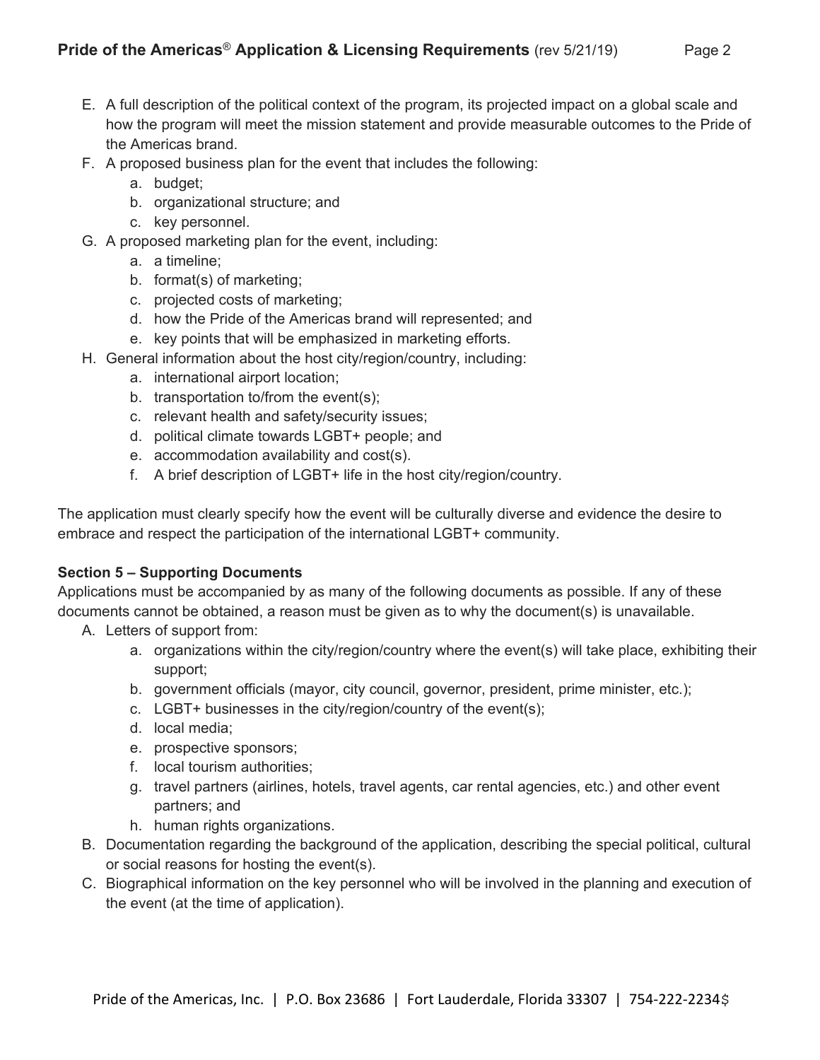E. A full description of the political context of the program, its projected impact on a global scale and how the program will meet the mission statement and provide measurable outcomes to the Pride of the Americas brand.

F. A proposed business plan for the event that includes the following:
   a. budget;
   b. organizational structure; and
   c. key personnel.

G. A proposed marketing plan for the event, including:
   a. a timeline;
   b. format(s) of marketing;
   c. projected costs of marketing;
   d. how the Pride of the Americas brand will represented; and
   e. key points that will be emphasized in marketing efforts.

H. General information about the host city/region/country, including:
   a. international airport location;
   b. transportation to/from the event(s);
   c. relevant health and safety/security issues;
   d. political climate towards LGBT+ people; and
   e. accommodation availability and cost(s).
   f. A brief description of LGBT+ life in the host city/region/country.

The application must clearly specify how the event will be culturally diverse and evidence the desire to embrace and respect the participation of the international LGBT+ community.

**Section 5 – Supporting Documents**

Applications must be accompanied by as many of the following documents as possible. If any of these documents cannot be obtained, a reason must be given as to why the document(s) is unavailable.

A. Letters of support from:
   a. organizations within the city/region/country where the event(s) will take place, exhibiting their support;
   b. government officials (mayor, city council, governor, president, prime minister, etc.);
   c. LGBT+ businesses in the city/region/country of the event(s);
   d. local media;
   e. prospective sponsors;
   f. local tourism authorities;
   g. travel partners (airlines, hotels, travel agents, car rental agencies, etc.) and other event partners; and
   h. human rights organizations.

B. Documentation regarding the background of the application, describing the special political, cultural or social reasons for hosting the event(s).

C. Biographical information on the key personnel who will be involved in the planning and execution of the event (at the time of application).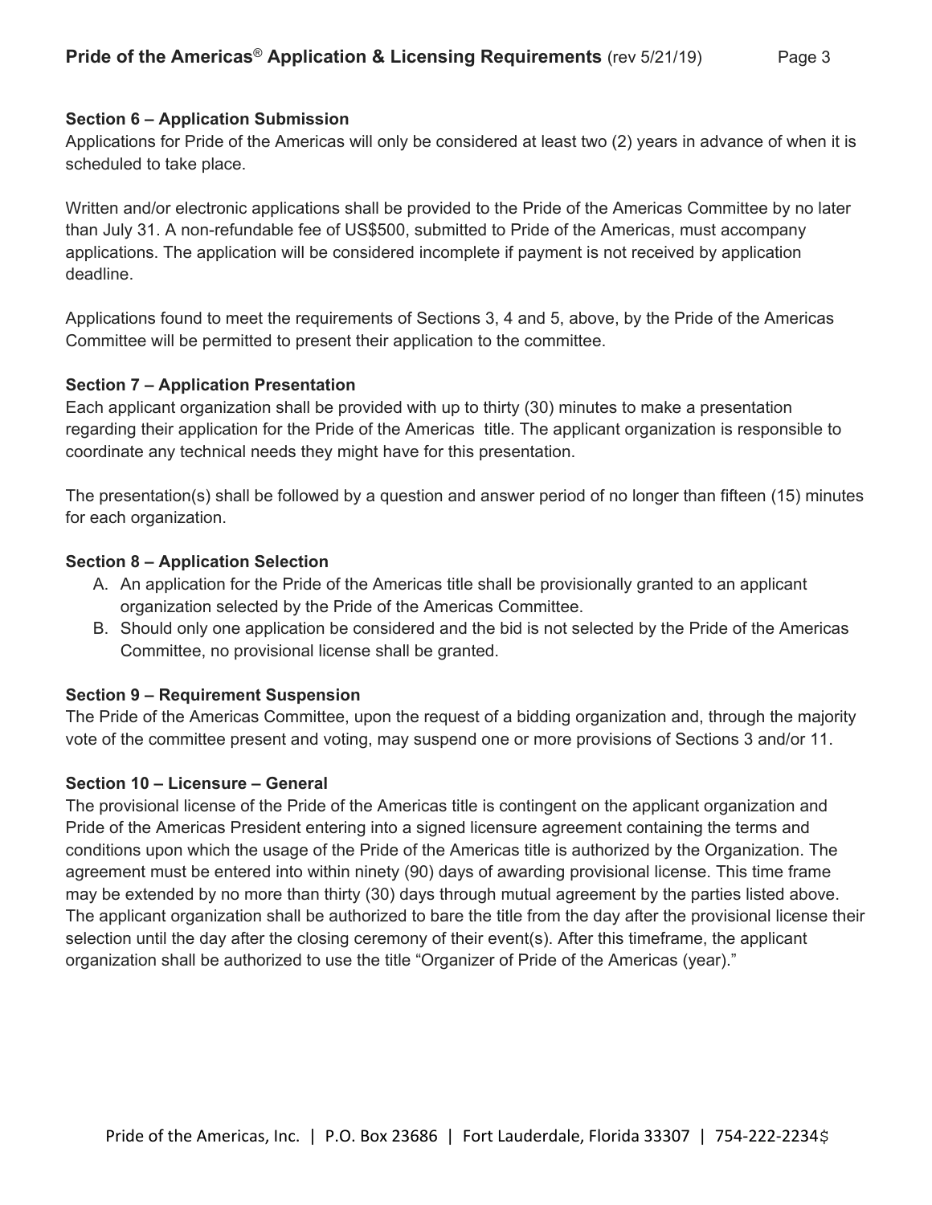### Section 6 – Application Submission

Applications for Pride of the Americas will only be considered at least two (2) years in advance of when it is scheduled to take place.

Written and/or electronic applications shall be provided to the Pride of the Americas Committee by no later than July 31. A non-refundable fee of US$500, submitted to Pride of the Americas, must accompany applications. The application will be considered incomplete if payment is not received by application deadline.

Applications found to meet the requirements of Sections 3, 4 and 5, above, by the Pride of the Americas Committee will be permitted to present their application to the committee.

### Section 7 – Application Presentation

Each applicant organization shall be provided with up to thirty (30) minutes to make a presentation regarding their application for the Pride of the Americas title. The applicant organization is responsible to coordinate any technical needs they might have for this presentation.

The presentation(s) shall be followed by a question and answer period of no longer than fifteen (15) minutes for each organization.

### Section 8 – Application Selection

A. An application for the Pride of the Americas title shall be provisionally granted to an applicant organization selected by the Pride of the Americas Committee.
B. Should only one application be considered and the bid is not selected by the Pride of the Americas Committee, no provisional license shall be granted.

### Section 9 – Requirement Suspension

The Pride of the Americas Committee, upon the request of a bidding organization and, through the majority vote of the committee present and voting, may suspend one or more provisions of Sections 3 and/or 11.

### Section 10 – Licensure – General

The provisional license of the Pride of the Americas title is contingent on the applicant organization and Pride of the Americas President entering into a signed licensure agreement containing the terms and conditions upon which the usage of the Pride of the Americas title is authorized by the Organization. The agreement must be entered into within ninety (90) days of awarding provisional license. This time frame may be extended by no more than thirty (30) days through mutual agreement by the parties listed above. The applicant organization shall be authorized to bare the title from the day after the provisional license their selection until the day after the closing ceremony of their event(s). After this timeframe, the applicant organization shall be authorized to use the title "Organizer of Pride of the Americas (year)."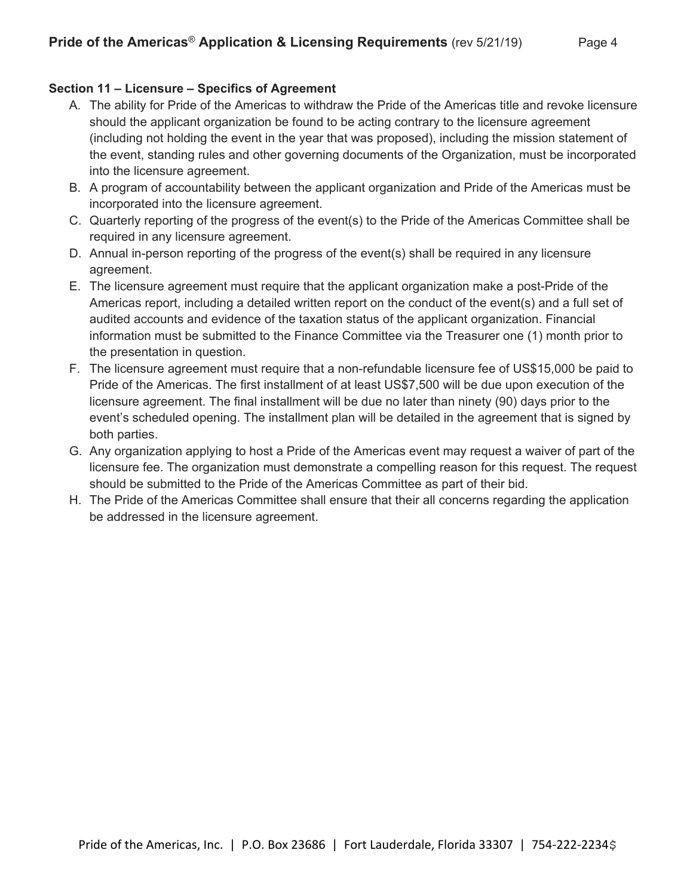**Section 11 – Licensure – Specifics of Agreement**

A. The ability for Pride of the Americas to withdraw the Pride of the Americas title and revoke licensure should the applicant organization be found to be acting contrary to the licensure agreement (including not holding the event in the year that was proposed), including the mission statement of the event, standing rules and other governing documents of the Organization, must be incorporated into the licensure agreement.

B. A program of accountability between the applicant organization and Pride of the Americas must be incorporated into the licensure agreement.

C. Quarterly reporting of the progress of the event(s) to the Pride of the Americas Committee shall be required in any licensure agreement.

D. Annual in-person reporting of the progress of the event(s) shall be required in any licensure agreement.

E. The licensure agreement must require that the applicant organization make a post-Pride of the Americas report, including a detailed written report on the conduct of the event(s) and a full set of audited accounts and evidence of the taxation status of the applicant organization. Financial information must be submitted to the Finance Committee via the Treasurer one (1) month prior to the presentation in question.

F. The licensure agreement must require that a non-refundable licensure fee of US$15,000 be paid to Pride of the Americas. The first installment of at least US$7,500 will be due upon execution of the licensure agreement. The final installment will be due no later than ninety (90) days prior to the event's scheduled opening. The installment plan will be detailed in the agreement that is signed by both parties.

G. Any organization applying to host a Pride of the Americas event may request a waiver of part of the licensure fee. The organization must demonstrate a compelling reason for this request. The request should be submitted to the Pride of the Americas Committee as part of their bid.

H. The Pride of the Americas Committee shall ensure that their all concerns regarding the application be addressed in the licensure agreement.